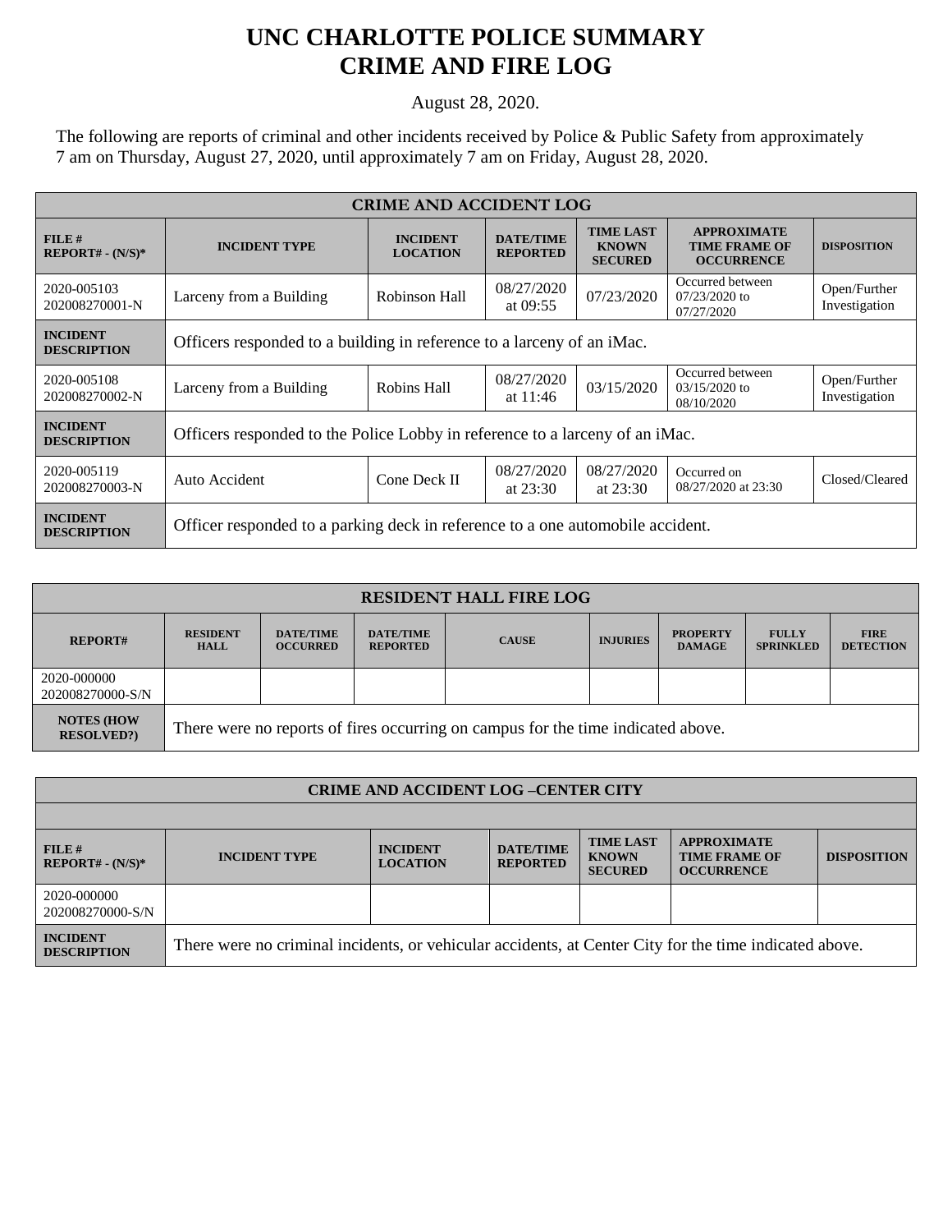# UNC CHARLOTTE POLICE SUMMARY
# CRIME AND FIRE LOG

August 28, 2020.

The following are reports of criminal and other incidents received by Police & Public Safety from approximately 7 am on Thursday, August 27, 2020, until approximately 7 am on Friday, August 28, 2020.

| CRIME AND ACCIDENT LOG | | | | | | |
|---|---|---|---|---|---|---|
| **FILE # REPORT# - (N/S)*** | **INCIDENT TYPE** | **INCIDENT LOCATION** | **DATE/TIME REPORTED** | **TIME LAST KNOWN SECURED** | **APPROXIMATE TIME FRAME OF OCCURRENCE** | **DISPOSITION** |
| 2020-005103 202008270001-N | Larceny from a Building | Robinson Hall | 08/27/2020 at 09:55 | 07/23/2020 | Occurred between 07/23/2020 to 07/27/2020 | Open/Further Investigation |
| **INCIDENT DESCRIPTION** | Officers responded to a building in reference to a larceny of an iMac. | | | | | |
| 2020-005108 202008270002-N | Larceny from a Building | Robins Hall | 08/27/2020 at 11:46 | 03/15/2020 | Occurred between 03/15/2020 to 08/10/2020 | Open/Further Investigation |
| **INCIDENT DESCRIPTION** | Officers responded to the Police Lobby in reference to a larceny of an iMac. | | | | | |
| 2020-005119 202008270003-N | Auto Accident | Cone Deck II | 08/27/2020 at 23:30 | 08/27/2020 at 23:30 | Occurred on 08/27/2020 at 23:30 | Closed/Cleared |
| **INCIDENT DESCRIPTION** | Officer responded to a parking deck in reference to a one automobile accident. | | | | | |

| RESIDENT HALL FIRE LOG | | | | | | | | |
|---|---|---|---|---|---|---|---|---|
| **REPORT#** | **RESIDENT HALL** | **DATE/TIME OCCURRED** | **DATE/TIME REPORTED** | **CAUSE** | **INJURIES** | **PROPERTY DAMAGE** | **FULLY SPRINKLED** | **FIRE DETECTION** |
| 2020-000000 202008270000-S/N | | | | | | | | |
| **NOTES (HOW RESOLVED?)** | There were no reports of fires occurring on campus for the time indicated above. | | | | | | | |

| CRIME AND ACCIDENT LOG –CENTER CITY | | | | | | |
|---|---|---|---|---|---|---|
| **FILE # REPORT# - (N/S)*** | **INCIDENT TYPE** | **INCIDENT LOCATION** | **DATE/TIME REPORTED** | **TIME LAST KNOWN SECURED** | **APPROXIMATE TIME FRAME OF OCCURRENCE** | **DISPOSITION** |
| 2020-000000 202008270000-S/N | | | | | | |
| **INCIDENT DESCRIPTION** | There were no criminal incidents, or vehicular accidents, at Center City for the time indicated above. | | | | | |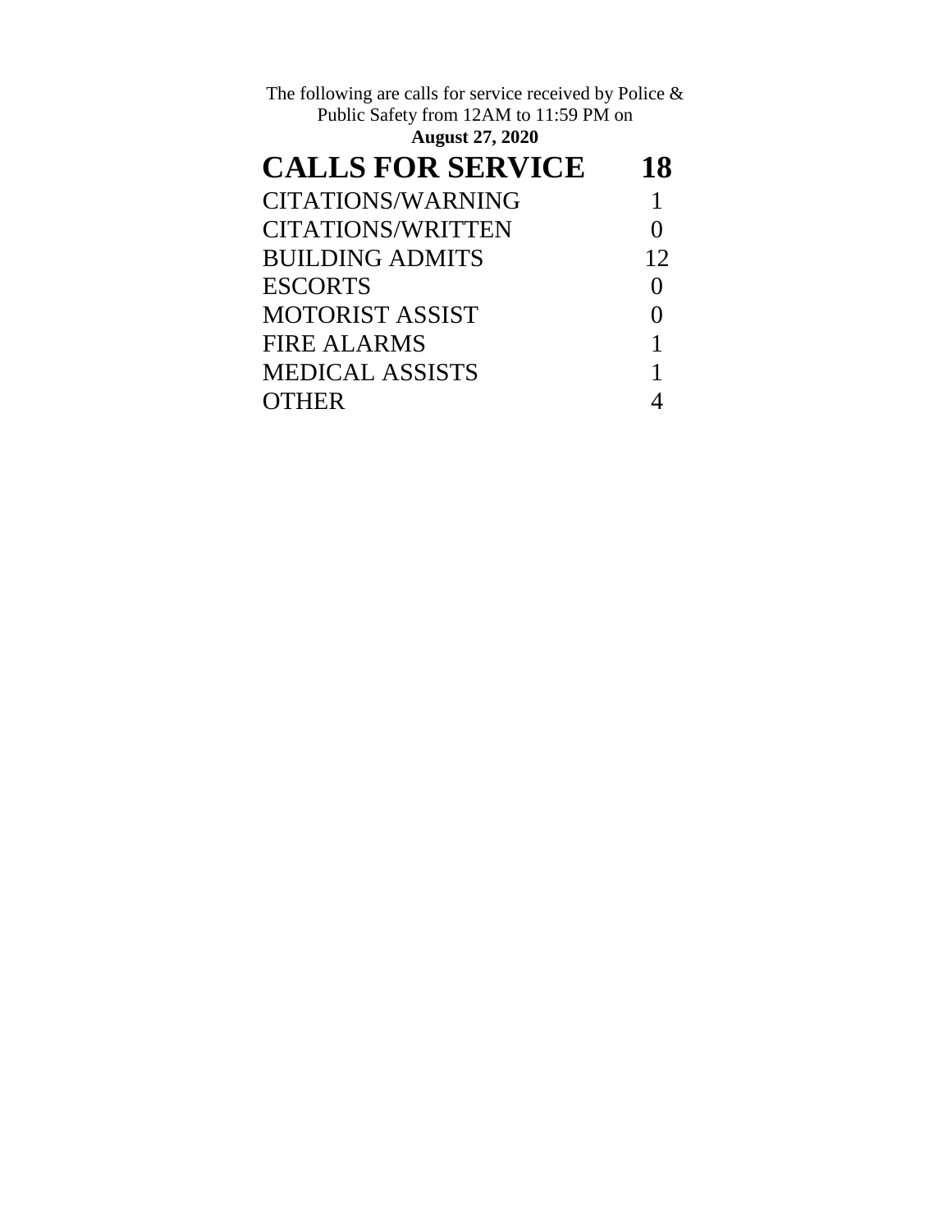The following are calls for service received by Police & Public Safety from 12AM to 11:59 PM on

**August 27, 2020**

| | |
|---|---|
| **CALLS FOR SERVICE** | **18** |
| CITATIONS/WARNING | 1 |
| CITATIONS/WRITTEN | 0 |
| BUILDING ADMITS | 12 |
| ESCORTS | 0 |
| MOTORIST ASSIST | 0 |
| FIRE ALARMS | 1 |
| MEDICAL ASSISTS | 1 |
| OTHER | 4 |